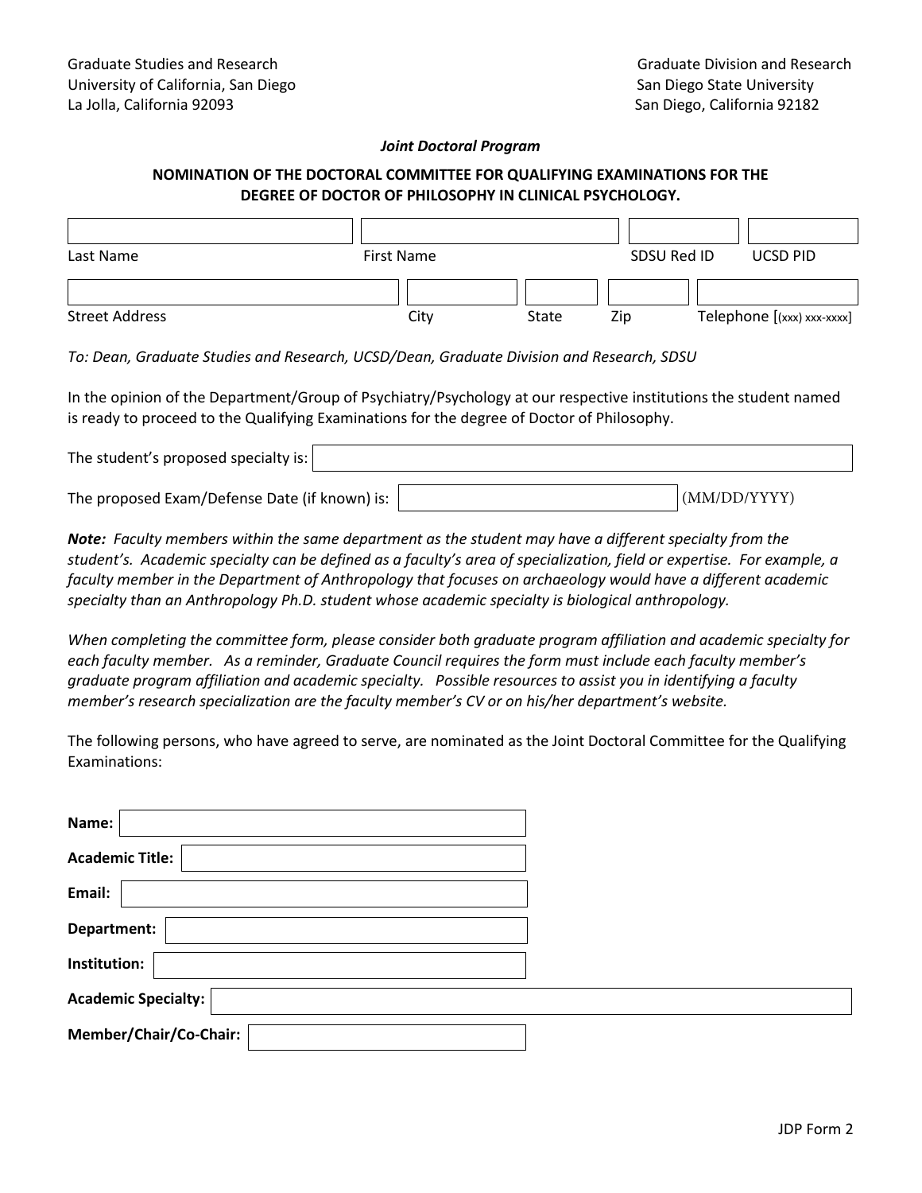Graduate Studies and Research
University of California, San Diego
La Jolla, California 92093

Graduate Division and Research
San Diego State University
San Diego, California 92182

***Joint Doctoral Program***

**NOMINATION OF THE DOCTORAL COMMITTEE FOR QUALIFYING EXAMINATIONS FOR THE DEGREE OF DOCTOR OF PHILOSOPHY IN CLINICAL PSYCHOLOGY.**

| Last Name | First Name | SDSU Red ID | UCSD PID |
|---|---|---|---|
| | | | |

| Street Address | City | State | Zip | Telephone [(xxx) xxx-xxxx] |
|---|---|---|---|---|
| | | | | |

*To: Dean, Graduate Studies and Research, UCSD/Dean, Graduate Division and Research, SDSU*

In the opinion of the Department/Group of Psychiatry/Psychology at our respective institutions the student named is ready to proceed to the Qualifying Examinations for the degree of Doctor of Philosophy.

The student's proposed specialty is: ______________________

The proposed Exam/Defense Date (if known) is: ______________________ (MM/DD/YYYY)

***Note:*** *Faculty members within the same department as the student may have a different specialty from the student's. Academic specialty can be defined as a faculty's area of specialization, field or expertise. For example, a faculty member in the Department of Anthropology that focuses on archaeology would have a different academic specialty than an Anthropology Ph.D. student whose academic specialty is biological anthropology.*

*When completing the committee form, please consider both graduate program affiliation and academic specialty for each faculty member. As a reminder, Graduate Council requires the form must include each faculty member's graduate program affiliation and academic specialty. Possible resources to assist you in identifying a faculty member's research specialization are the faculty member's CV or on his/her department's website.*

The following persons, who have agreed to serve, are nominated as the Joint Doctoral Committee for the Qualifying Examinations:

**Name:** ______________________

**Academic Title:** ______________________

**Email:** ______________________

**Department:** ______________________

**Institution:** ______________________

**Academic Specialty:** ______________________

**Member/Chair/Co-Chair:** ______________________

JDP Form 2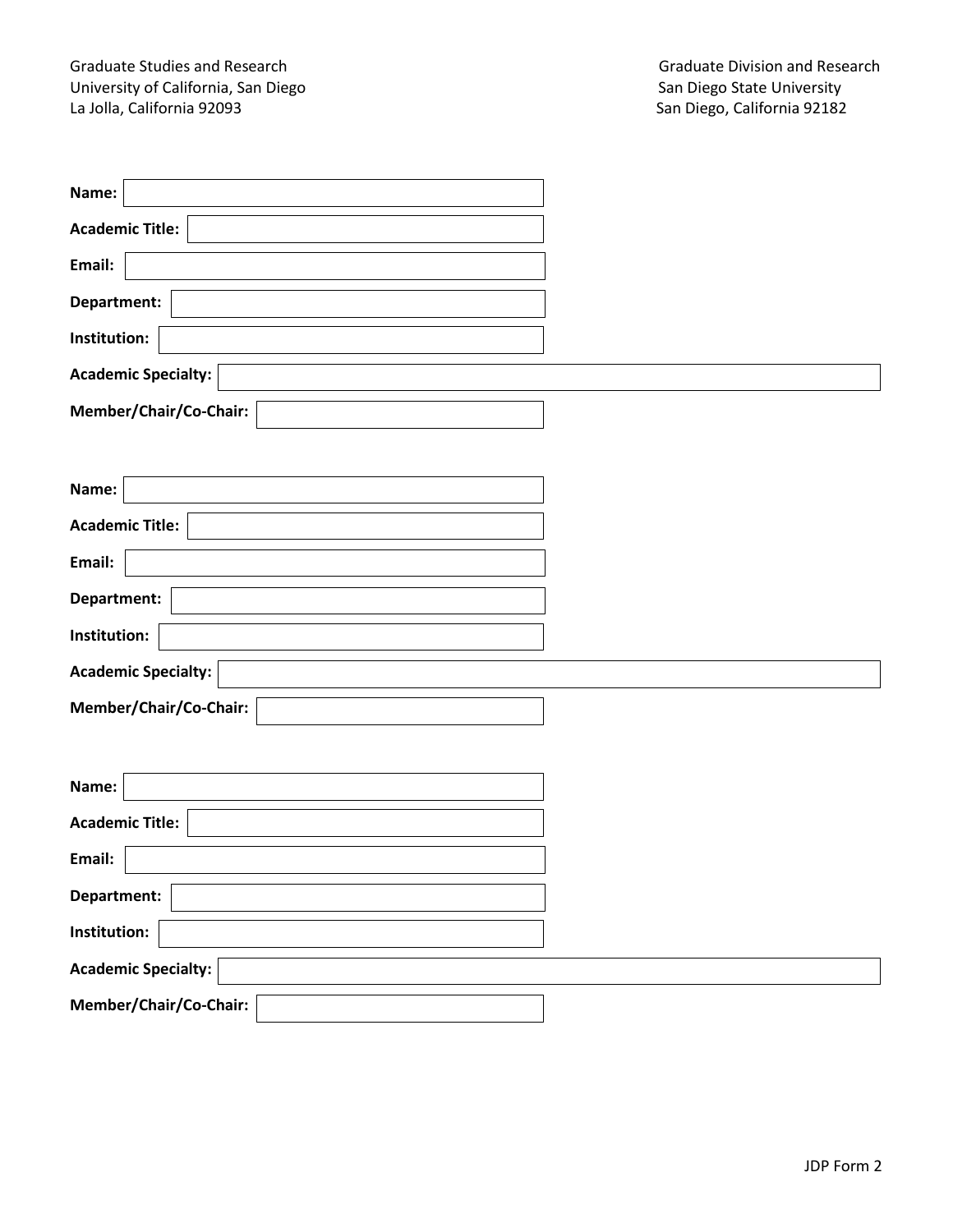Graduate Studies and Research
University of California, San Diego
La Jolla, California 92093

Graduate Division and Research
San Diego State University
San Diego, California 92182

**Name:** 

**Academic Title:** 

**Email:** 

**Department:** 

**Institution:** 

**Academic Specialty:** 

**Member/Chair/Co-Chair:** 

**Name:** 

**Academic Title:** 

**Email:** 

**Department:** 

**Institution:** 

**Academic Specialty:** 

**Member/Chair/Co-Chair:** 

**Name:** 

**Academic Title:** 

**Email:** 

**Department:** 

**Institution:** 

**Academic Specialty:** 

**Member/Chair/Co-Chair:** 

JDP Form 2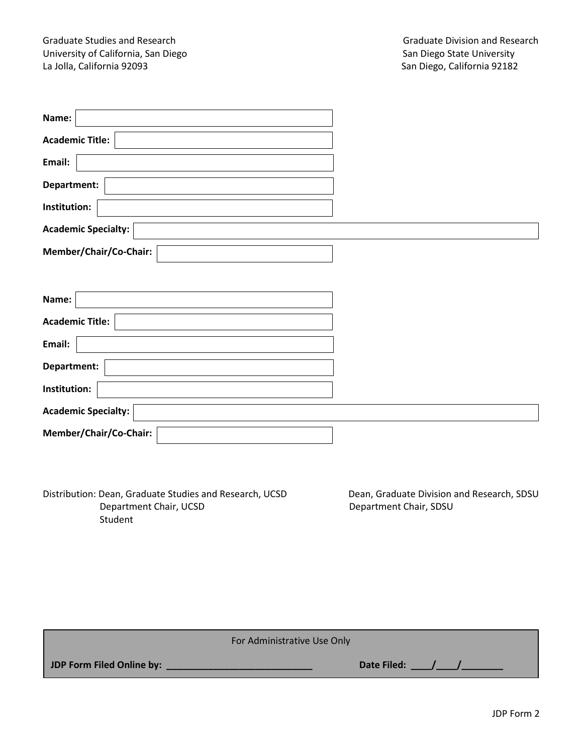Graduate Studies and Research
University of California, San Diego
La Jolla, California 92093

Graduate Division and Research
San Diego State University
San Diego, California 92182

**Name:** 

**Academic Title:** 

**Email:** 

**Department:** 

**Institution:** 

**Academic Specialty:** 

**Member/Chair/Co-Chair:** 

**Name:** 

**Academic Title:** 

**Email:** 

**Department:** 

**Institution:** 

**Academic Specialty:** 

**Member/Chair/Co-Chair:** 

Distribution: Dean, Graduate Studies and Research, UCSD
Department Chair, UCSD
Student

Dean, Graduate Division and Research, SDSU
Department Chair, SDSU

For Administrative Use Only

**JDP Form Filed Online by: ___________________________**

**Date Filed: ____/____/________**

JDP Form 2